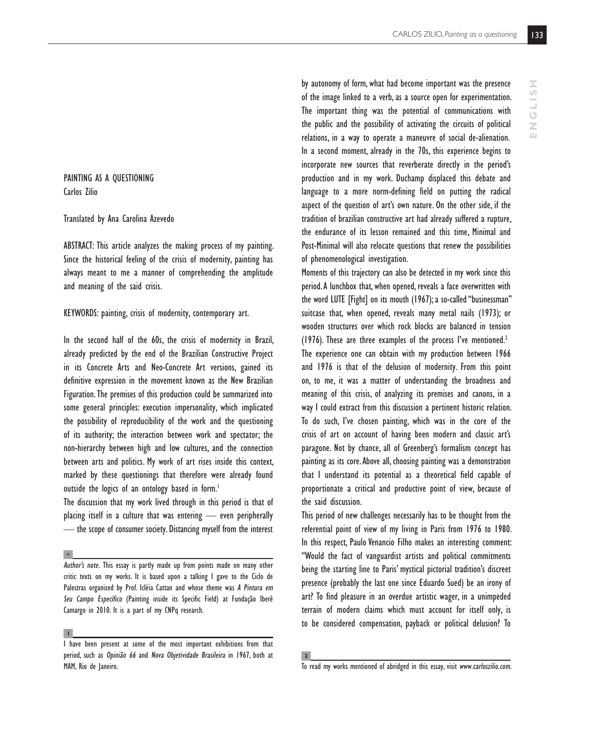# PAINTING AS A QUESTIONING

Carlos Zilio

Translated by Ana Carolina Azevedo

ABSTRACT: This article analyzes the making process of my painting. Since the historical feeling of the crisis of modernity, painting has always meant to me a manner of comprehending the amplitude and meaning of the said crisis.

KEYWORDS: painting, crisis of modernity, contemporary art.

In the second half of the 60s, the crisis of modernity in Brazil, already predicted by the end of the Brazilian Constructive Project in its Concrete Arts and Neo-Concrete Art versions, gained its definitive expression in the movement known as the New Brazilian Figuration. The premises of this production could be summarized into some general principles: execution impersonality, which implicated the possibility of reproducibility of the work and the questioning of its authority; the interaction between work and spectator; the non-hierarchy between high and low cultures, and the connection between arts and politics. My work of art rises inside this context, marked by these questionings that therefore were already found outside the logics of an ontology based in form.[1]

The discussion that my work lived through in this period is that of placing itself in a culture that was entering — even peripherally — the scope of consumer society. Distancing myself from the interest by autonomy of form, what had become important was the presence of the image linked to a verb, as a source open for experimentation. The important thing was the potential of communications with the public and the possibility of activating the circuits of political relations, in a way to operate a maneuvre of social de-alienation. In a second moment, already in the 70s, this experience begins to incorporate new sources that reverberate directly in the period's production and in my work. Duchamp displaced this debate and language to a more norm-defining field on putting the radical aspect of the question of art's own nature. On the other side, if the tradition of brazilian constructive art had already suffered a rupture, the endurance of its lesson remained and this time, Minimal and Post-Minimal will also relocate questions that renew the possibilities of phenomenological investigation.

Moments of this trajectory can also be detected in my work since this period. A lunchbox that, when opened, reveals a face overwritten with the word LUTE [Fight] on its mouth (1967); a so-called "businessman" suitcase that, when opened, reveals many metal nails (1973); or wooden structures over which rock blocks are balanced in tension (1976). These are three examples of the process I've mentioned.[2]

The experience one can obtain with my production between 1966 and 1976 is that of the delusion of modernity. From this point on, to me, it was a matter of understanding the broadness and meaning of this crisis, of analyzing its premises and canons, in a way I could extract from this discussion a pertinent historic relation. To do such, I've chosen painting, which was in the core of the crisis of art on account of having been modern and classic art's paragone. Not by chance, all of Greenberg's formalism concept has painting as its core. Above all, choosing painting was a demonstration that I understand its potential as a theoretical field capable of proportionate a critical and productive point of view, because of the said discussion.

This period of new challenges necessarily has to be thought from the referential point of view of my living in Paris from 1976 to 1980. In this respect, Paulo Venancio Filho makes an interesting comment: "Would the fact of vanguardist artists and political commitments being the starting line to Paris' mystical pictorial tradition's discreet presence (probably the last one since Eduardo Sued) be an irony of art? To find pleasure in an overdue artistic wager, in a unimpeded terrain of modern claims which must account for itself only, is to be considered compensation, payback or political delusion? To

---

\* *Author's note.* This essay is partly made up from points made on many other critic texts on my works. It is based upon a talking I gave to the Ciclo de Palestras organized by Prof. Icléia Cattan and whose theme was *A Pintura em Seu Campo Específico* (Painting inside its Specific Field) at Fundação Iberê Camargo in 2010. It is a part of my CNPq research.

[1] I have been present at some of the most important exhibitions from that period, such as *Opinião 66* and *Nova Objetividade Brasileira* in 1967, both at MAM, Rio de Janeiro.

[2] To read my works mentioned of abridged in this essay, visit *www.carloszilio.com.*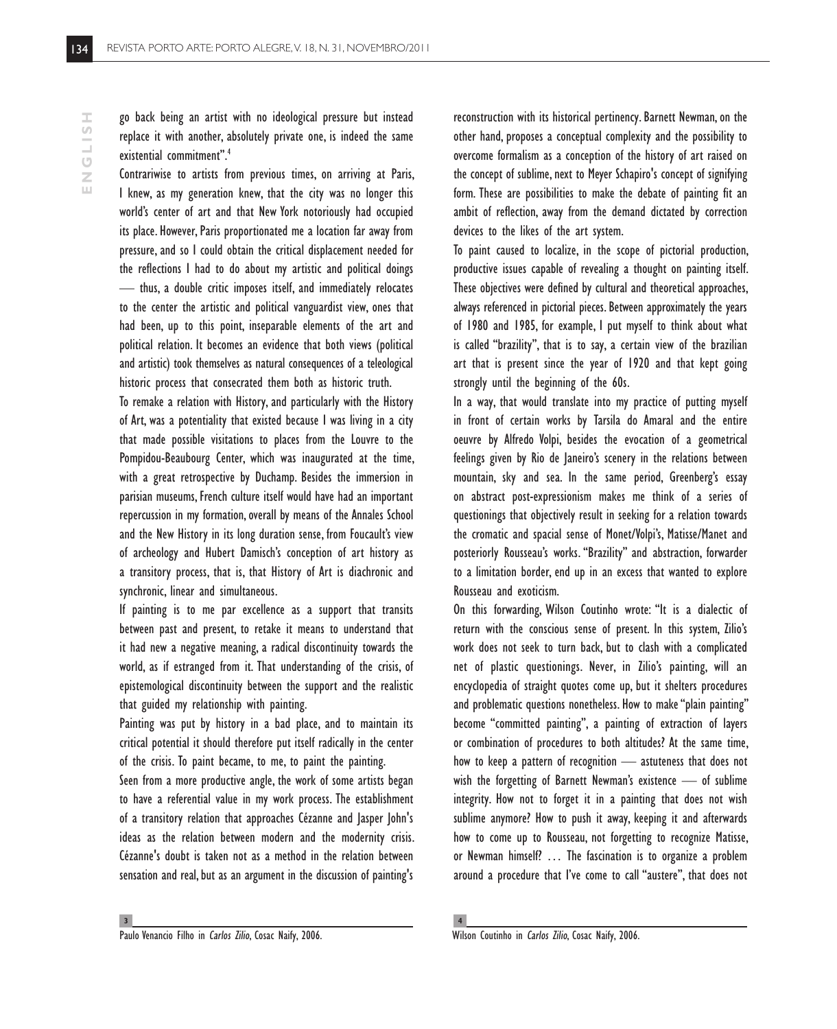go back being an artist with no ideological pressure but instead replace it with another, absolutely private one, is indeed the same existential commitment".[4]

Contrariwise to artists from previous times, on arriving at Paris, I knew, as my generation knew, that the city was no longer this world's center of art and that New York notoriously had occupied its place. However, Paris proportionated me a location far away from pressure, and so I could obtain the critical displacement needed for the reflections I had to do about my artistic and political doings — thus, a double critic imposes itself, and immediately relocates to the center the artistic and political vanguardist view, ones that had been, up to this point, inseparable elements of the art and political relation. It becomes an evidence that both views (political and artistic) took themselves as natural consequences of a teleological historic process that consecrated them both as historic truth.

To remake a relation with History, and particularly with the History of Art, was a potentiality that existed because I was living in a city that made possible visitations to places from the Louvre to the Pompidou-Beaubourg Center, which was inaugurated at the time, with a great retrospective by Duchamp. Besides the immersion in parisian museums, French culture itself would have had an important repercussion in my formation, overall by means of the Annales School and the New History in its long duration sense, from Foucault's view of archeology and Hubert Damisch's conception of art history as a transitory process, that is, that History of Art is diachronic and synchronic, linear and simultaneous.

If painting is to me par excellence as a support that transits between past and present, to retake it means to understand that it had new a negative meaning, a radical discontinuity towards the world, as if estranged from it. That understanding of the crisis, of epistemological discontinuity between the support and the realistic that guided my relationship with painting.

Painting was put by history in a bad place, and to maintain its critical potential it should therefore put itself radically in the center of the crisis. To paint became, to me, to paint the painting.

Seen from a more productive angle, the work of some artists began to have a referential value in my work process. The establishment of a transitory relation that approaches Cézanne and Jasper John's ideas as the relation between modern and the modernity crisis. Cézanne's doubt is taken not as a method in the relation between sensation and real, but as an argument in the discussion of painting's reconstruction with its historical pertinency. Barnett Newman, on the other hand, proposes a conceptual complexity and the possibility to overcome formalism as a conception of the history of art raised on the concept of sublime, next to Meyer Schapiro's concept of signifying form. These are possibilities to make the debate of painting fit an ambit of reflection, away from the demand dictated by correction devices to the likes of the art system.

To paint caused to localize, in the scope of pictorial production, productive issues capable of revealing a thought on painting itself. These objectives were defined by cultural and theoretical approaches, always referenced in pictorial pieces. Between approximately the years of 1980 and 1985, for example, I put myself to think about what is called "brazility", that is to say, a certain view of the brazilian art that is present since the year of 1920 and that kept going strongly until the beginning of the 60s.

In a way, that would translate into my practice of putting myself in front of certain works by Tarsila do Amaral and the entire oeuvre by Alfredo Volpi, besides the evocation of a geometrical feelings given by Rio de Janeiro's scenery in the relations between mountain, sky and sea. In the same period, Greenberg's essay on abstract post-expressionism makes me think of a series of questionings that objectively result in seeking for a relation towards the cromatic and spacial sense of Monet/Volpi's, Matisse/Manet and posteriorly Rousseau's works. "Brazility" and abstraction, forwarder to a limitation border, end up in an excess that wanted to explore Rousseau and exoticism.

On this forwarding, Wilson Coutinho wrote: "It is a dialectic of return with the conscious sense of present. In this system, Zilio's work does not seek to turn back, but to clash with a complicated net of plastic questionings. Never, in Zilio's painting, will an encyclopedia of straight quotes come up, but it shelters procedures and problematic questions nonetheless. How to make "plain painting" become "committed painting", a painting of extraction of layers or combination of procedures to both altitudes? At the same time, how to keep a pattern of recognition — astuteness that does not wish the forgetting of Barnett Newman's existence — of sublime integrity. How not to forget it in a painting that does not wish sublime anymore? How to push it away, keeping it and afterwards how to come up to Rousseau, not forgetting to recognize Matisse, or Newman himself? … The fascination is to organize a problem around a procedure that I've come to call "austere", that does not

---

[3] Paulo Venancio Filho in *Carlos Zilio*, Cosac Naify, 2006.

[4] Wilson Coutinho in *Carlos Zilio*, Cosac Naify, 2006.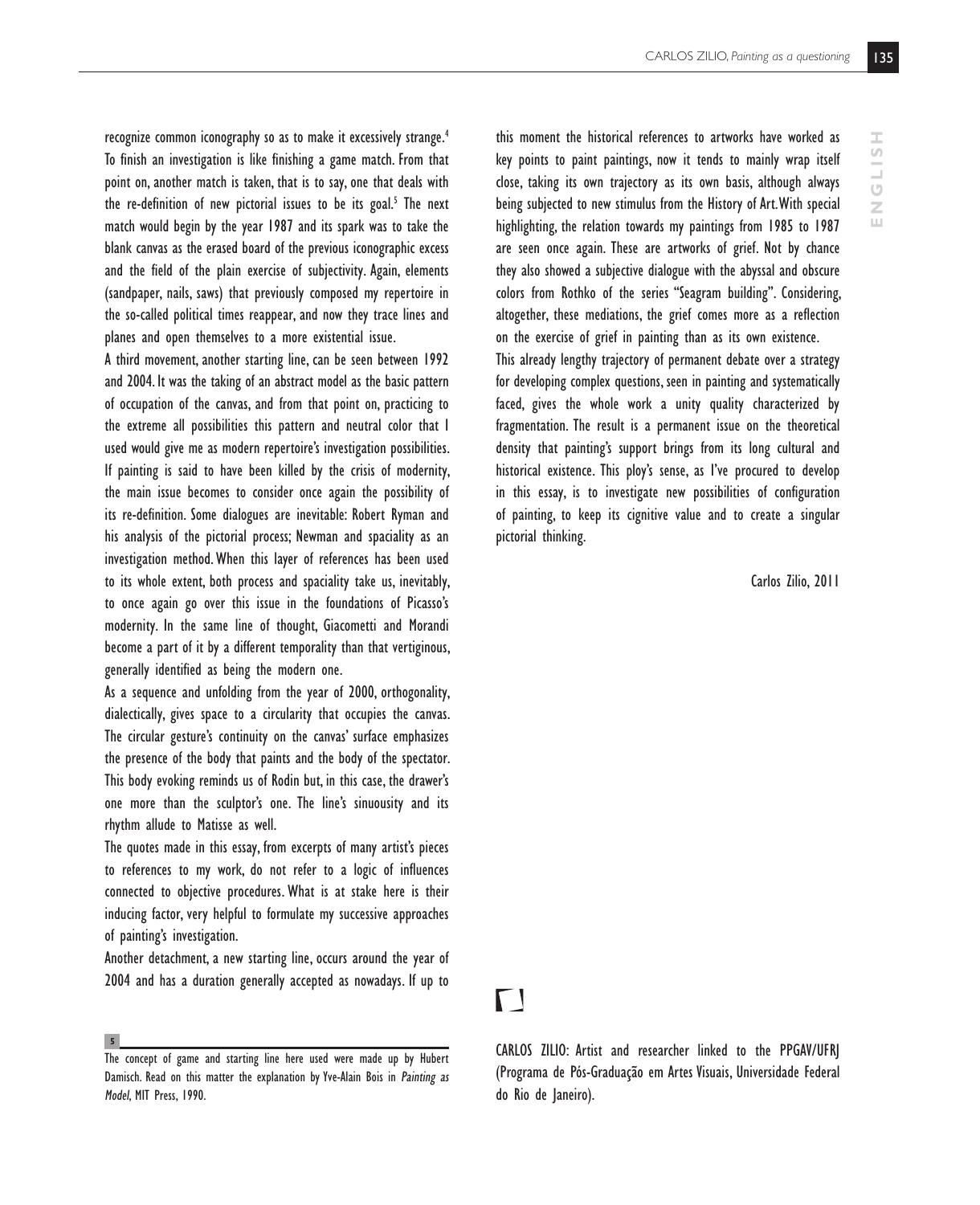recognize common iconography so as to make it excessively strange.[4] To finish an investigation is like finishing a game match. From that point on, another match is taken, that is to say, one that deals with the re-definition of new pictorial issues to be its goal.[5] The next match would begin by the year 1987 and its spark was to take the blank canvas as the erased board of the previous iconographic excess and the field of the plain exercise of subjectivity. Again, elements (sandpaper, nails, saws) that previously composed my repertoire in the so-called political times reappear, and now they trace lines and planes and open themselves to a more existential issue.

A third movement, another starting line, can be seen between 1992 and 2004. It was the taking of an abstract model as the basic pattern of occupation of the canvas, and from that point on, practicing to the extreme all possibilities this pattern and neutral color that I used would give me as modern repertoire's investigation possibilities. If painting is said to have been killed by the crisis of modernity, the main issue becomes to consider once again the possibility of its re-definition. Some dialogues are inevitable: Robert Ryman and his analysis of the pictorial process; Newman and spaciality as an investigation method. When this layer of references has been used to its whole extent, both process and spaciality take us, inevitably, to once again go over this issue in the foundations of Picasso's modernity. In the same line of thought, Giacometti and Morandi become a part of it by a different temporality than that vertiginous, generally identified as being the modern one.

As a sequence and unfolding from the year of 2000, orthogonality, dialectically, gives space to a circularity that occupies the canvas. The circular gesture's continuity on the canvas' surface emphasizes the presence of the body that paints and the body of the spectator. This body evoking reminds us of Rodin but, in this case, the drawer's one more than the sculptor's one. The line's sinuousity and its rhythm allude to Matisse as well.

The quotes made in this essay, from excerpts of many artist's pieces to references to my work, do not refer to a logic of influences connected to objective procedures. What is at stake here is their inducing factor, very helpful to formulate my successive approaches of painting's investigation.

Another detachment, a new starting line, occurs around the year of 2004 and has a duration generally accepted as nowadays. If up to this moment the historical references to artworks have worked as key points to paint paintings, now it tends to mainly wrap itself close, taking its own trajectory as its own basis, although always being subjected to new stimulus from the History of Art. With special highlighting, the relation towards my paintings from 1985 to 1987 are seen once again. These are artworks of grief. Not by chance they also showed a subjective dialogue with the abyssal and obscure colors from Rothko of the series "Seagram building". Considering, altogether, these mediations, the grief comes more as a reflection on the exercise of grief in painting than as its own existence.

This already lengthy trajectory of permanent debate over a strategy for developing complex questions, seen in painting and systematically faced, gives the whole work a unity quality characterized by fragmentation. The result is a permanent issue on the theoretical density that painting's support brings from its long cultural and historical existence. This ploy's sense, as I've procured to develop in this essay, is to investigate new possibilities of configuration of painting, to keep its cignitive value and to create a singular pictorial thinking.

Carlos Zilio, 2011

CARLOS ZILIO: Artist and researcher linked to the PPGAV/UFRJ (Programa de Pós-Graduação em Artes Visuais, Universidade Federal do Rio de Janeiro).

---

[5] The concept of game and starting line here used were made up by Hubert Damisch. Read on this matter the explanation by Yve-Alain Bois in *Painting as Model*, MIT Press, 1990.